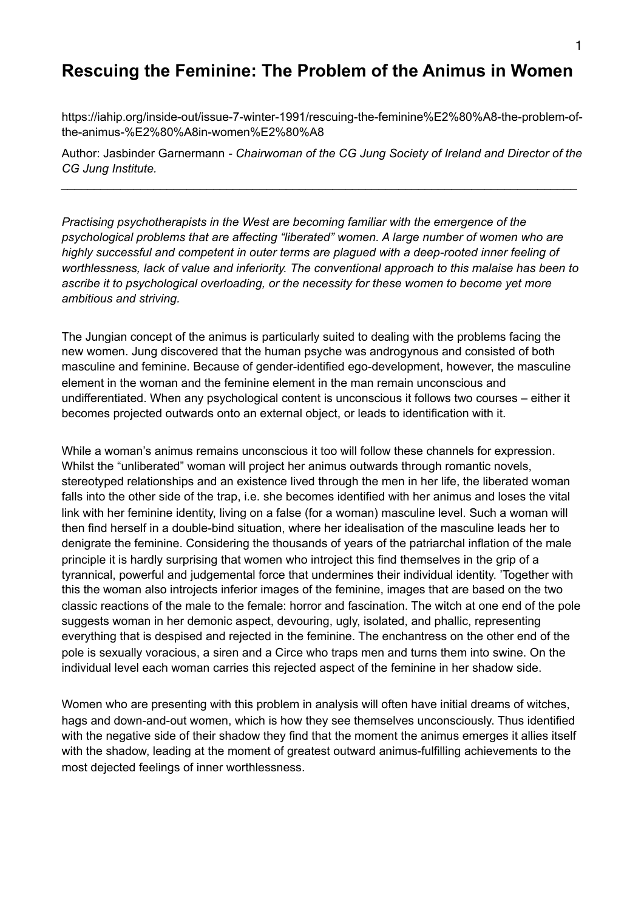# Rescuing the Feminine: The Problem of the Animus in Women

https://iahip.org/inside-out/issue-7-winter-1991/rescuing-the-feminine%E2%80%A8-the-problem-of-the-animus-%E2%80%A8in-women%E2%80%A8

Author: Jasbinder Garnermann - *Chairwoman of the CG Jung Society of Ireland and Director of the CG Jung Institute.*

---

*Practising psychotherapists in the West are becoming familiar with the emergence of the psychological problems that are affecting "liberated" women. A large number of women who are highly successful and competent in outer terms are plagued with a deep-rooted inner feeling of worthlessness, lack of value and inferiority. The conventional approach to this malaise has been to ascribe it to psychological overloading, or the necessity for these women to become yet more ambitious and striving.*

The Jungian concept of the animus is particularly suited to dealing with the problems facing the new women. Jung discovered that the human psyche was androgynous and consisted of both masculine and feminine. Because of gender-identified ego-development, however, the masculine element in the woman and the feminine element in the man remain unconscious and undifferentiated. When any psychological content is unconscious it follows two courses – either it becomes projected outwards onto an external object, or leads to identification with it.

While a woman's animus remains unconscious it too will follow these channels for expression. Whilst the "unliberated" woman will project her animus outwards through romantic novels, stereotyped relationships and an existence lived through the men in her life, the liberated woman falls into the other side of the trap, i.e. she becomes identified with her animus and loses the vital link with her feminine identity, living on a false (for a woman) masculine level. Such a woman will then find herself in a double-bind situation, where her idealisation of the masculine leads her to denigrate the feminine. Considering the thousands of years of the patriarchal inflation of the male principle it is hardly surprising that women who introject this find themselves in the grip of a tyrannical, powerful and judgemental force that undermines their individual identity. 'Together with this the woman also introjects inferior images of the feminine, images that are based on the two classic reactions of the male to the female: horror and fascination. The witch at one end of the pole suggests woman in her demonic aspect, devouring, ugly, isolated, and phallic, representing everything that is despised and rejected in the feminine. The enchantress on the other end of the pole is sexually voracious, a siren and a Circe who traps men and turns them into swine. On the individual level each woman carries this rejected aspect of the feminine in her shadow side.

Women who are presenting with this problem in analysis will often have initial dreams of witches, hags and down-and-out women, which is how they see themselves unconsciously. Thus identified with the negative side of their shadow they find that the moment the animus emerges it allies itself with the shadow, leading at the moment of greatest outward animus-fulfilling achievements to the most dejected feelings of inner worthlessness.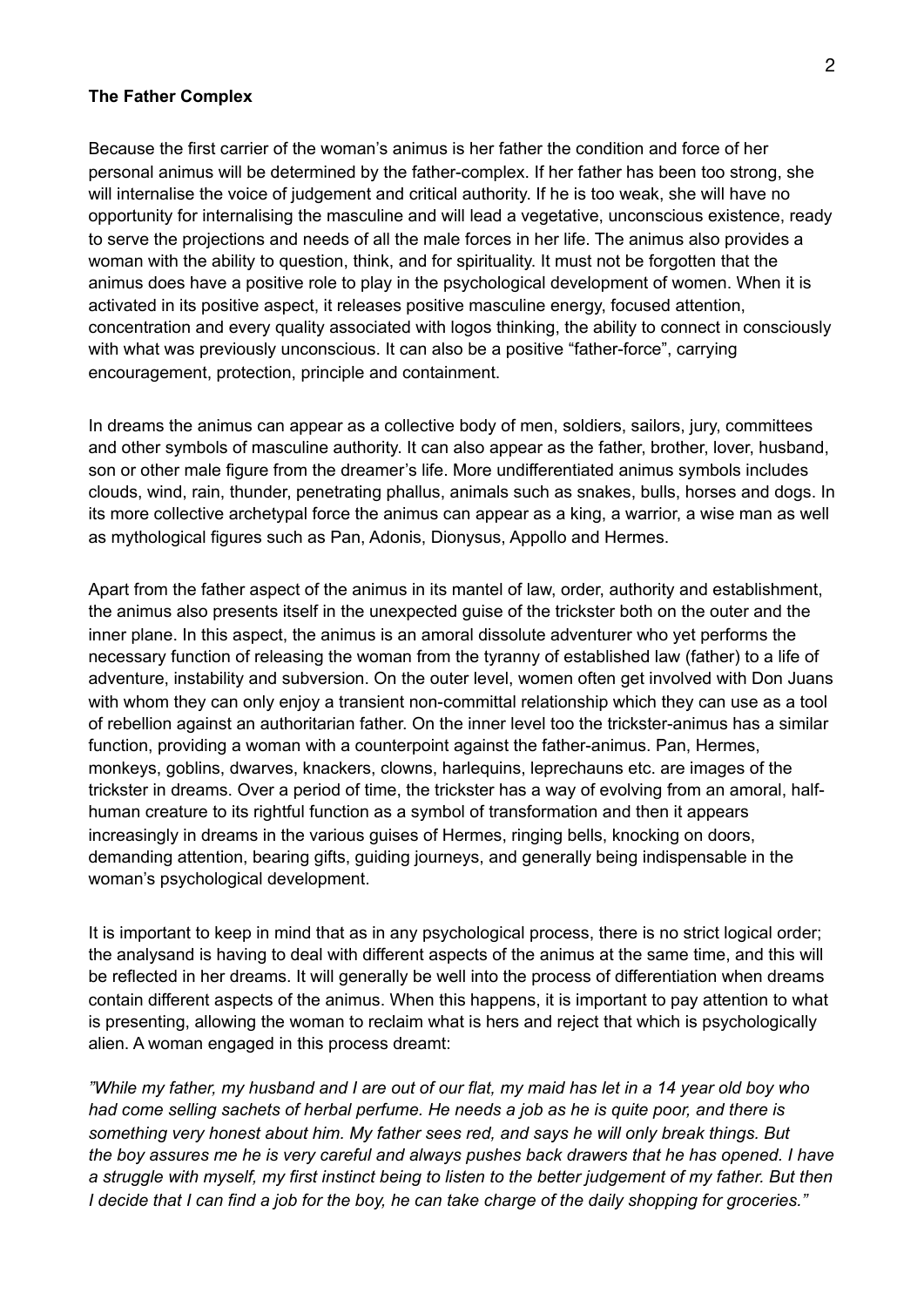**The Father Complex**

Because the first carrier of the woman's animus is her father the condition and force of her personal animus will be determined by the father-complex. If her father has been too strong, she will internalise the voice of judgement and critical authority. If he is too weak, she will have no opportunity for internalising the masculine and will lead a vegetative, unconscious existence, ready to serve the projections and needs of all the male forces in her life. The animus also provides a woman with the ability to question, think, and for spirituality. It must not be forgotten that the animus does have a positive role to play in the psychological development of women. When it is activated in its positive aspect, it releases positive masculine energy, focused attention, concentration and every quality associated with logos thinking, the ability to connect in consciously with what was previously unconscious. It can also be a positive "father-force", carrying encouragement, protection, principle and containment.

In dreams the animus can appear as a collective body of men, soldiers, sailors, jury, committees and other symbols of masculine authority. It can also appear as the father, brother, lover, husband, son or other male figure from the dreamer's life. More undifferentiated animus symbols includes clouds, wind, rain, thunder, penetrating phallus, animals such as snakes, bulls, horses and dogs. In its more collective archetypal force the animus can appear as a king, a warrior, a wise man as well as mythological figures such as Pan, Adonis, Dionysus, Appollo and Hermes.

Apart from the father aspect of the animus in its mantel of law, order, authority and establishment, the animus also presents itself in the unexpected guise of the trickster both on the outer and the inner plane. In this aspect, the animus is an amoral dissolute adventurer who yet performs the necessary function of releasing the woman from the tyranny of established law (father) to a life of adventure, instability and subversion. On the outer level, women often get involved with Don Juans with whom they can only enjoy a transient non-committal relationship which they can use as a tool of rebellion against an authoritarian father. On the inner level too the trickster-animus has a similar function, providing a woman with a counterpoint against the father-animus. Pan, Hermes, monkeys, goblins, dwarves, knackers, clowns, harlequins, leprechauns etc. are images of the trickster in dreams. Over a period of time, the trickster has a way of evolving from an amoral, half-human creature to its rightful function as a symbol of transformation and then it appears increasingly in dreams in the various guises of Hermes, ringing bells, knocking on doors, demanding attention, bearing gifts, guiding journeys, and generally being indispensable in the woman's psychological development.

It is important to keep in mind that as in any psychological process, there is no strict logical order; the analysand is having to deal with different aspects of the animus at the same time, and this will be reflected in her dreams. It will generally be well into the process of differentiation when dreams contain different aspects of the animus. When this happens, it is important to pay attention to what is presenting, allowing the woman to reclaim what is hers and reject that which is psychologically alien. A woman engaged in this process dreamt:

*"While my father, my husband and I are out of our flat, my maid has let in a 14 year old boy who had come selling sachets of herbal perfume. He needs a job as he is quite poor, and there is something very honest about him. My father sees red, and says he will only break things. But the boy assures me he is very careful and always pushes back drawers that he has opened. I have a struggle with myself, my first instinct being to listen to the better judgement of my father. But then I decide that I can find a job for the boy, he can take charge of the daily shopping for groceries."*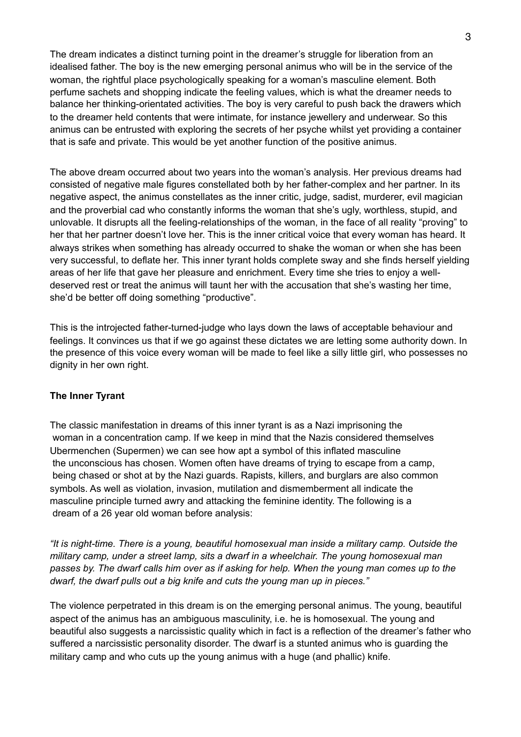The dream indicates a distinct turning point in the dreamer's struggle for liberation from an idealised father. The boy is the new emerging personal animus who will be in the service of the woman, the rightful place psychologically speaking for a woman's masculine element. Both perfume sachets and shopping indicate the feeling values, which is what the dreamer needs to balance her thinking-orientated activities. The boy is very careful to push back the drawers which to the dreamer held contents that were intimate, for instance jewellery and underwear. So this animus can be entrusted with exploring the secrets of her psyche whilst yet providing a container that is safe and private. This would be yet another function of the positive animus.

The above dream occurred about two years into the woman's analysis. Her previous dreams had consisted of negative male figures constellated both by her father-complex and her partner. In its negative aspect, the animus constellates as the inner critic, judge, sadist, murderer, evil magician and the proverbial cad who constantly informs the woman that she's ugly, worthless, stupid, and unlovable. It disrupts all the feeling-relationships of the woman, in the face of all reality "proving" to her that her partner doesn't love her. This is the inner critical voice that every woman has heard. It always strikes when something has already occurred to shake the woman or when she has been very successful, to deflate her. This inner tyrant holds complete sway and she finds herself yielding areas of her life that gave her pleasure and enrichment. Every time she tries to enjoy a well-deserved rest or treat the animus will taunt her with the accusation that she's wasting her time, she'd be better off doing something "productive".

This is the introjected father-turned-judge who lays down the laws of acceptable behaviour and feelings. It convinces us that if we go against these dictates we are letting some authority down. In the presence of this voice every woman will be made to feel like a silly little girl, who possesses no dignity in her own right.

### The Inner Tyrant

The classic manifestation in dreams of this inner tyrant is as a Nazi imprisoning the woman in a concentration camp. If we keep in mind that the Nazis considered themselves Ubermenchen (Supermen) we can see how apt a symbol of this inflated masculine the unconscious has chosen. Women often have dreams of trying to escape from a camp, being chased or shot at by the Nazi guards. Rapists, killers, and burglars are also common symbols. As well as violation, invasion, mutilation and dismemberment all indicate the masculine principle turned awry and attacking the feminine identity. The following is a dream of a 26 year old woman before analysis:

*"It is night-time. There is a young, beautiful homosexual man inside a military camp. Outside the military camp, under a street lamp, sits a dwarf in a wheelchair. The young homosexual man passes by. The dwarf calls him over as if asking for help. When the young man comes up to the dwarf, the dwarf pulls out a big knife and cuts the young man up in pieces."*

The violence perpetrated in this dream is on the emerging personal animus. The young, beautiful aspect of the animus has an ambiguous masculinity, i.e. he is homosexual. The young and beautiful also suggests a narcissistic quality which in fact is a reflection of the dreamer's father who suffered a narcissistic personality disorder. The dwarf is a stunted animus who is guarding the military camp and who cuts up the young animus with a huge (and phallic) knife.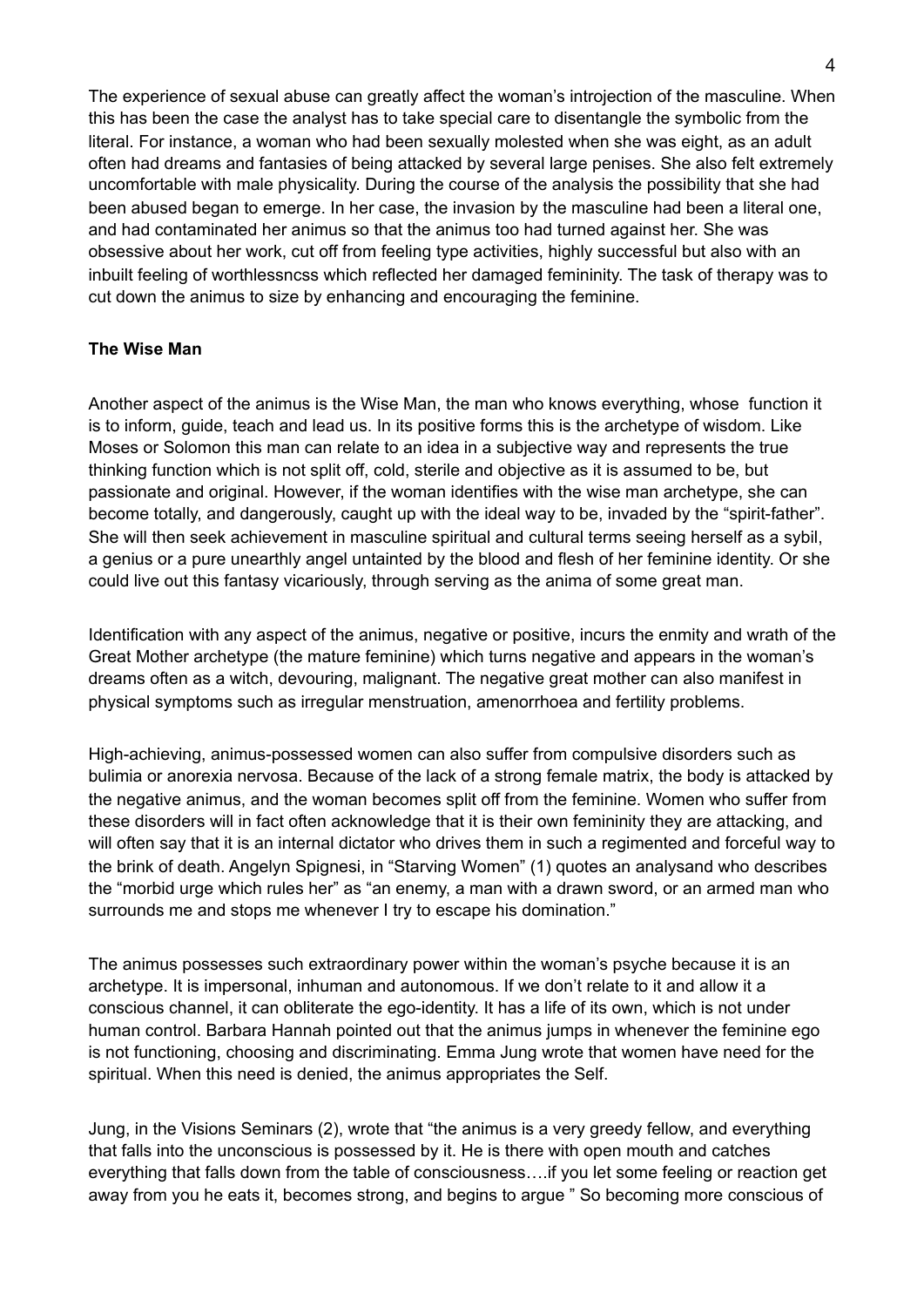The experience of sexual abuse can greatly affect the woman's introjection of the masculine. When this has been the case the analyst has to take special care to disentangle the symbolic from the literal. For instance, a woman who had been sexually molested when she was eight, as an adult often had dreams and fantasies of being attacked by several large penises. She also felt extremely uncomfortable with male physicality. During the course of the analysis the possibility that she had been abused began to emerge. In her case, the invasion by the masculine had been a literal one, and had contaminated her animus so that the animus too had turned against her. She was obsessive about her work, cut off from feeling type activities, highly successful but also with an inbuilt feeling of worthlessncss which reflected her damaged femininity. The task of therapy was to cut down the animus to size by enhancing and encouraging the feminine.

**The Wise Man**

Another aspect of the animus is the Wise Man, the man who knows everything, whose function it is to inform, guide, teach and lead us. In its positive forms this is the archetype of wisdom. Like Moses or Solomon this man can relate to an idea in a subjective way and represents the true thinking function which is not split off, cold, sterile and objective as it is assumed to be, but passionate and original. However, if the woman identifies with the wise man archetype, she can become totally, and dangerously, caught up with the ideal way to be, invaded by the "spirit-father". She will then seek achievement in masculine spiritual and cultural terms seeing herself as a sybil, a genius or a pure unearthly angel untainted by the blood and flesh of her feminine identity. Or she could live out this fantasy vicariously, through serving as the anima of some great man.

Identification with any aspect of the animus, negative or positive, incurs the enmity and wrath of the Great Mother archetype (the mature feminine) which turns negative and appears in the woman's dreams often as a witch, devouring, malignant. The negative great mother can also manifest in physical symptoms such as irregular menstruation, amenorrhoea and fertility problems.

High-achieving, animus-possessed women can also suffer from compulsive disorders such as bulimia or anorexia nervosa. Because of the lack of a strong female matrix, the body is attacked by the negative animus, and the woman becomes split off from the feminine. Women who suffer from these disorders will in fact often acknowledge that it is their own femininity they are attacking, and will often say that it is an internal dictator who drives them in such a regimented and forceful way to the brink of death. Angelyn Spignesi, in "Starving Women" (1) quotes an analysand who describes the "morbid urge which rules her" as "an enemy, a man with a drawn sword, or an armed man who surrounds me and stops me whenever I try to escape his domination."

The animus possesses such extraordinary power within the woman's psyche because it is an archetype. It is impersonal, inhuman and autonomous. If we don't relate to it and allow it a conscious channel, it can obliterate the ego-identity. It has a life of its own, which is not under human control. Barbara Hannah pointed out that the animus jumps in whenever the feminine ego is not functioning, choosing and discriminating. Emma Jung wrote that women have need for the spiritual. When this need is denied, the animus appropriates the Self.

Jung, in the Visions Seminars (2), wrote that "the animus is a very greedy fellow, and everything that falls into the unconscious is possessed by it. He is there with open mouth and catches everything that falls down from the table of consciousness….if you let some feeling or reaction get away from you he eats it, becomes strong, and begins to argue " So becoming more conscious of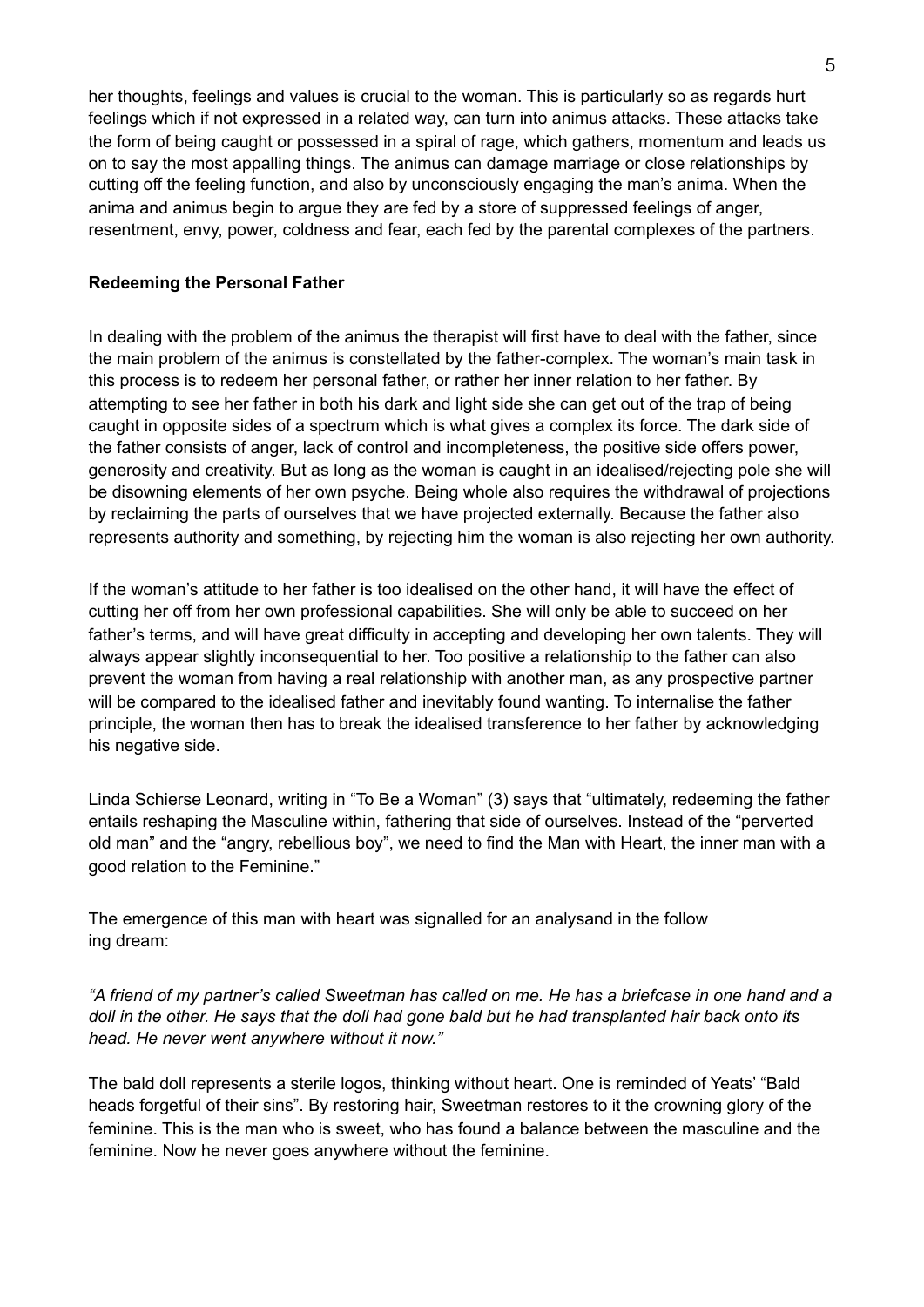her thoughts, feelings and values is crucial to the woman. This is particularly so as regards hurt feelings which if not expressed in a related way, can turn into animus attacks. These attacks take the form of being caught or possessed in a spiral of rage, which gathers, momentum and leads us on to say the most appalling things. The animus can damage marriage or close relationships by cutting off the feeling function, and also by unconsciously engaging the man's anima. When the anima and animus begin to argue they are fed by a store of suppressed feelings of anger, resentment, envy, power, coldness and fear, each fed by the parental complexes of the partners.

**Redeeming the Personal Father**

In dealing with the problem of the animus the therapist will first have to deal with the father, since the main problem of the animus is constellated by the father-complex. The woman's main task in this process is to redeem her personal father, or rather her inner relation to her father. By attempting to see her father in both his dark and light side she can get out of the trap of being caught in opposite sides of a spectrum which is what gives a complex its force. The dark side of the father consists of anger, lack of control and incompleteness, the positive side offers power, generosity and creativity. But as long as the woman is caught in an idealised/rejecting pole she will be disowning elements of her own psyche. Being whole also requires the withdrawal of projections by reclaiming the parts of ourselves that we have projected externally. Because the father also represents authority and something, by rejecting him the woman is also rejecting her own authority.

If the woman's attitude to her father is too idealised on the other hand, it will have the effect of cutting her off from her own professional capabilities. She will only be able to succeed on her father's terms, and will have great difficulty in accepting and developing her own talents. They will always appear slightly inconsequential to her. Too positive a relationship to the father can also prevent the woman from having a real relationship with another man, as any prospective partner will be compared to the idealised father and inevitably found wanting. To internalise the father principle, the woman then has to break the idealised transference to her father by acknowledging his negative side.

Linda Schierse Leonard, writing in "To Be a Woman" (3) says that "ultimately, redeeming the father entails reshaping the Masculine within, fathering that side of ourselves. Instead of the "perverted old man" and the "angry, rebellious boy", we need to find the Man with Heart, the inner man with a good relation to the Feminine."

The emergence of this man with heart was signalled for an analysand in the following dream:

*"A friend of my partner's called Sweetman has called on me. He has a briefcase in one hand and a doll in the other. He says that the doll had gone bald but he had transplanted hair back onto its head. He never went anywhere without it now."*

The bald doll represents a sterile logos, thinking without heart. One is reminded of Yeats' "Bald heads forgetful of their sins". By restoring hair, Sweetman restores to it the crowning glory of the feminine. This is the man who is sweet, who has found a balance between the masculine and the feminine. Now he never goes anywhere without the feminine.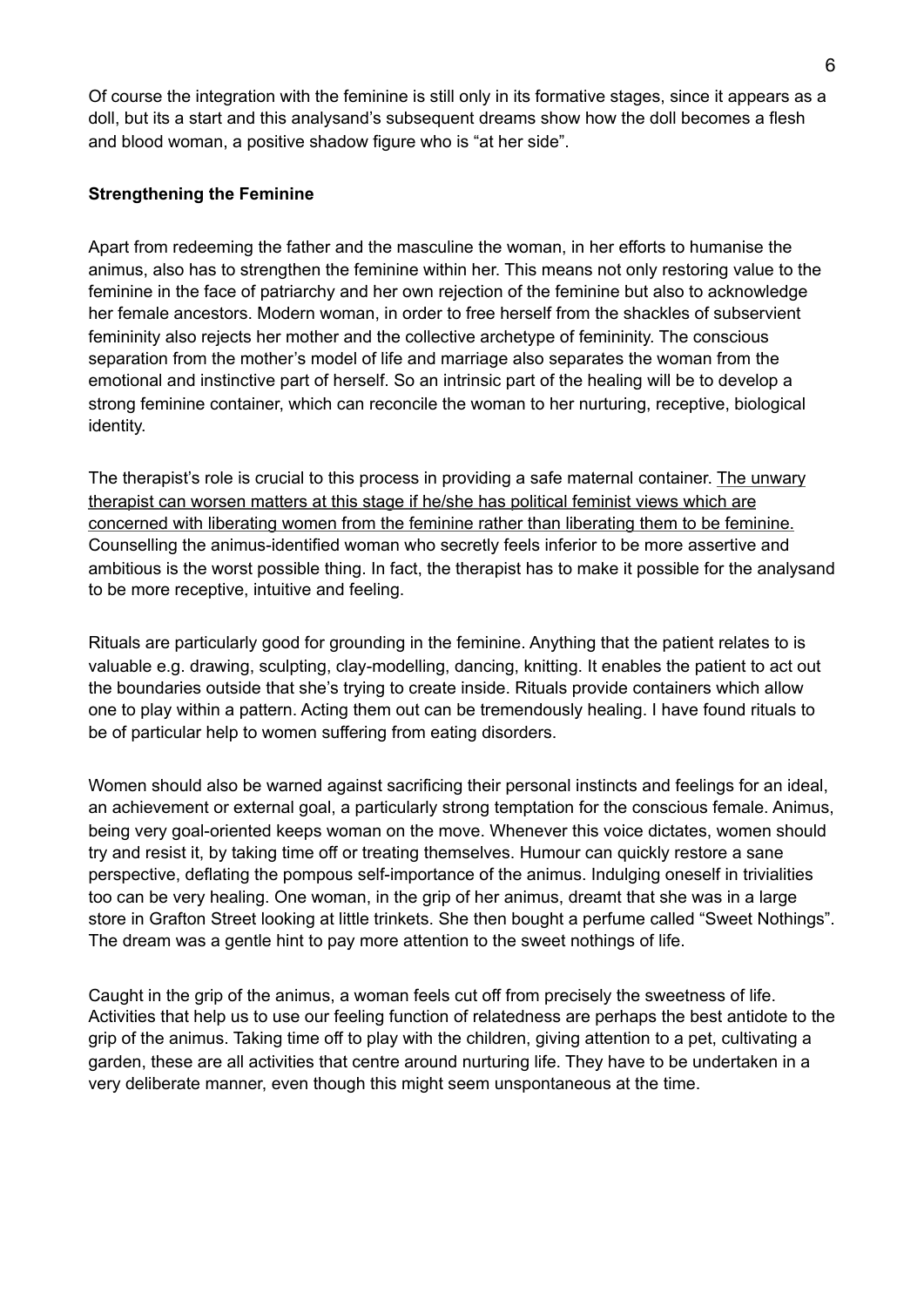Of course the integration with the feminine is still only in its formative stages, since it appears as a doll, but its a start and this analysand's subsequent dreams show how the doll becomes a flesh and blood woman, a positive shadow figure who is "at her side".

**Strengthening the Feminine**

Apart from redeeming the father and the masculine the woman, in her efforts to humanise the animus, also has to strengthen the feminine within her. This means not only restoring value to the feminine in the face of patriarchy and her own rejection of the feminine but also to acknowledge her female ancestors. Modern woman, in order to free herself from the shackles of subservient femininity also rejects her mother and the collective archetype of femininity. The conscious separation from the mother's model of life and marriage also separates the woman from the emotional and instinctive part of herself. So an intrinsic part of the healing will be to develop a strong feminine container, which can reconcile the woman to her nurturing, receptive, biological identity.

The therapist's role is crucial to this process in providing a safe maternal container. <u>The unwary therapist can worsen matters at this stage if he/she has political feminist views which are concerned with liberating women from the feminine rather than liberating them to be feminine.</u> Counselling the animus-identified woman who secretly feels inferior to be more assertive and ambitious is the worst possible thing. In fact, the therapist has to make it possible for the analysand to be more receptive, intuitive and feeling.

Rituals are particularly good for grounding in the feminine. Anything that the patient relates to is valuable e.g. drawing, sculpting, clay-modelling, dancing, knitting. It enables the patient to act out the boundaries outside that she's trying to create inside. Rituals provide containers which allow one to play within a pattern. Acting them out can be tremendously healing. I have found rituals to be of particular help to women suffering from eating disorders.

Women should also be warned against sacrificing their personal instincts and feelings for an ideal, an achievement or external goal, a particularly strong temptation for the conscious female. Animus, being very goal-oriented keeps woman on the move. Whenever this voice dictates, women should try and resist it, by taking time off or treating themselves. Humour can quickly restore a sane perspective, deflating the pompous self-importance of the animus. Indulging oneself in trivialities too can be very healing. One woman, in the grip of her animus, dreamt that she was in a large store in Grafton Street looking at little trinkets. She then bought a perfume called "Sweet Nothings". The dream was a gentle hint to pay more attention to the sweet nothings of life.

Caught in the grip of the animus, a woman feels cut off from precisely the sweetness of life. Activities that help us to use our feeling function of relatedness are perhaps the best antidote to the grip of the animus. Taking time off to play with the children, giving attention to a pet, cultivating a garden, these are all activities that centre around nurturing life. They have to be undertaken in a very deliberate manner, even though this might seem unspontaneous at the time.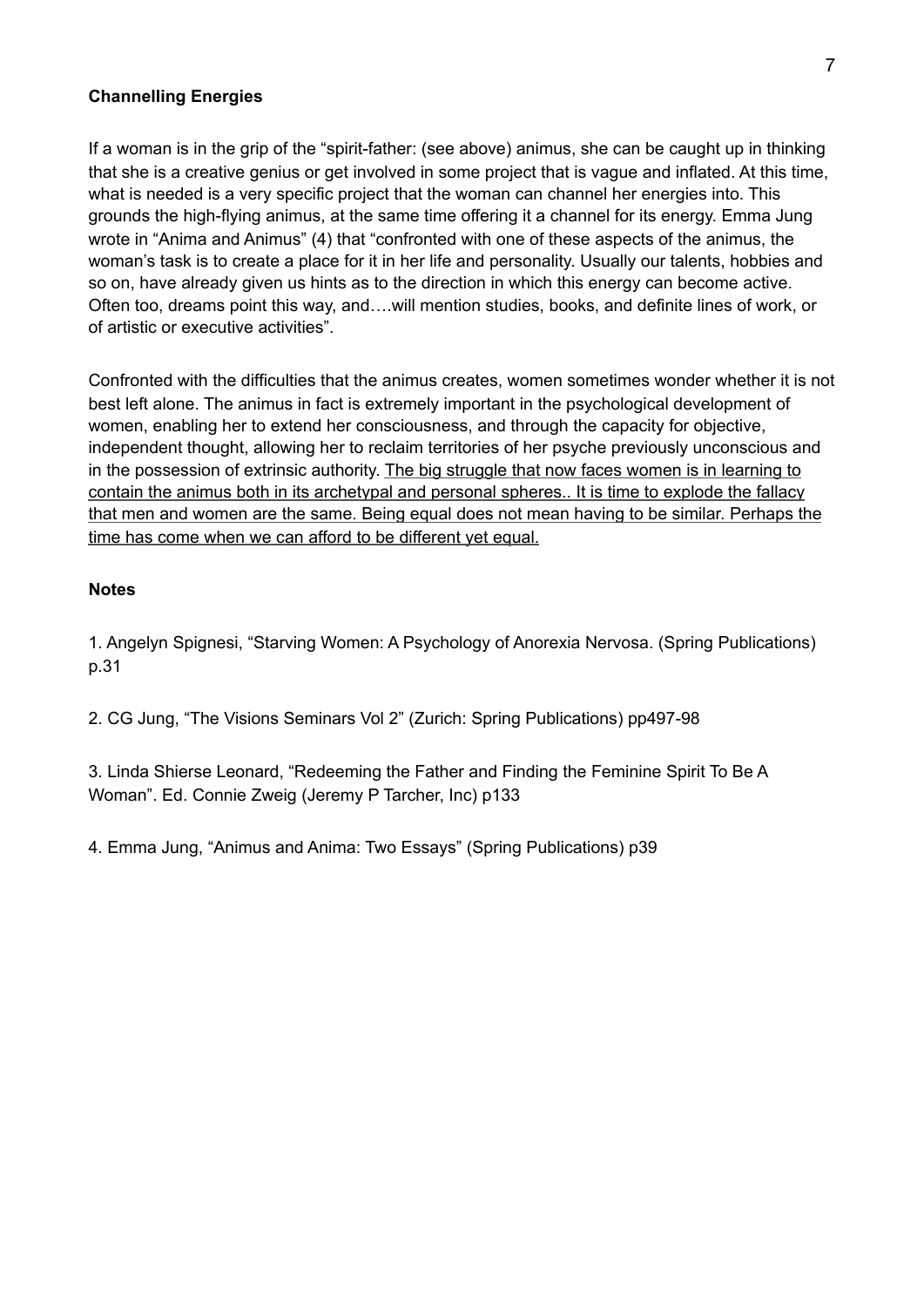**Channelling Energies**

If a woman is in the grip of the "spirit-father: (see above) animus, she can be caught up in thinking that she is a creative genius or get involved in some project that is vague and inflated. At this time, what is needed is a very specific project that the woman can channel her energies into. This grounds the high-flying animus, at the same time offering it a channel for its energy. Emma Jung wrote in "Anima and Animus" (4) that "confronted with one of these aspects of the animus, the woman's task is to create a place for it in her life and personality. Usually our talents, hobbies and so on, have already given us hints as to the direction in which this energy can become active. Often too, dreams point this way, and….will mention studies, books, and definite lines of work, or of artistic or executive activities".

Confronted with the difficulties that the animus creates, women sometimes wonder whether it is not best left alone. The animus in fact is extremely important in the psychological development of women, enabling her to extend her consciousness, and through the capacity for objective, independent thought, allowing her to reclaim territories of her psyche previously unconscious and in the possession of extrinsic authority. <u>The big struggle that now faces women is in learning to contain the animus both in its archetypal and personal spheres.. It is time to explode the fallacy that men and women are the same. Being equal does not mean having to be similar. Perhaps the time has come when we can afford to be different yet equal.</u>

**Notes**

1. Angelyn Spignesi, "Starving Women: A Psychology of Anorexia Nervosa. (Spring Publications) p.31

2. CG Jung, "The Visions Seminars Vol 2" (Zurich: Spring Publications) pp497-98

3. Linda Shierse Leonard, "Redeeming the Father and Finding the Feminine Spirit To Be A Woman". Ed. Connie Zweig (Jeremy P Tarcher, Inc) p133

4. Emma Jung, "Animus and Anima: Two Essays" (Spring Publications) p39